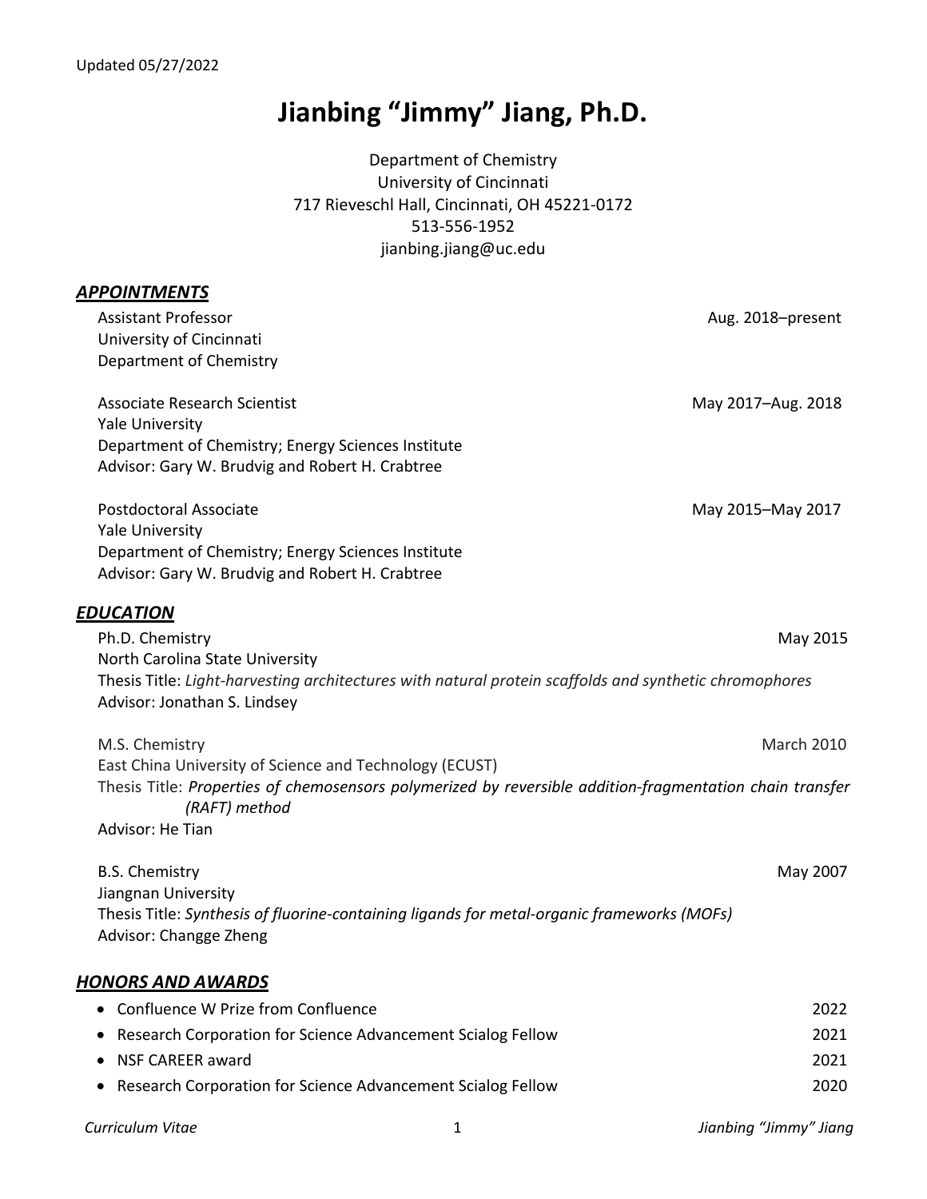Updated 05/27/2022

# Jianbing "Jimmy" Jiang, Ph.D.

Department of Chemistry
University of Cincinnati
717 Rieveschl Hall, Cincinnati, OH 45221-0172
513-556-1952
jianbing.jiang@uc.edu

## ***APPOINTMENTS***

Assistant Professor — Aug. 2018–present
University of Cincinnati
Department of Chemistry

Associate Research Scientist — May 2017–Aug. 2018
Yale University
Department of Chemistry; Energy Sciences Institute
Advisor: Gary W. Brudvig and Robert H. Crabtree

Postdoctoral Associate — May 2015–May 2017
Yale University
Department of Chemistry; Energy Sciences Institute
Advisor: Gary W. Brudvig and Robert H. Crabtree

## ***EDUCATION***

Ph.D. Chemistry — May 2015
North Carolina State University
Thesis Title: *Light-harvesting architectures with natural protein scaffolds and synthetic chromophores*
Advisor: Jonathan S. Lindsey

M.S. Chemistry — March 2010
East China University of Science and Technology (ECUST)
Thesis Title: ***Properties of chemosensors polymerized by reversible addition-fragmentation chain transfer (RAFT) method***
Advisor: He Tian

B.S. Chemistry — May 2007
Jiangnan University
Thesis Title: *Synthesis of fluorine-containing ligands for metal-organic frameworks (MOFs)*
Advisor: Changge Zheng

## ***HONORS AND AWARDS***

- Confluence W Prize from Confluence — 2022
- Research Corporation for Science Advancement Scialog Fellow — 2021
- NSF CAREER award — 2021
- Research Corporation for Science Advancement Scialog Fellow — 2020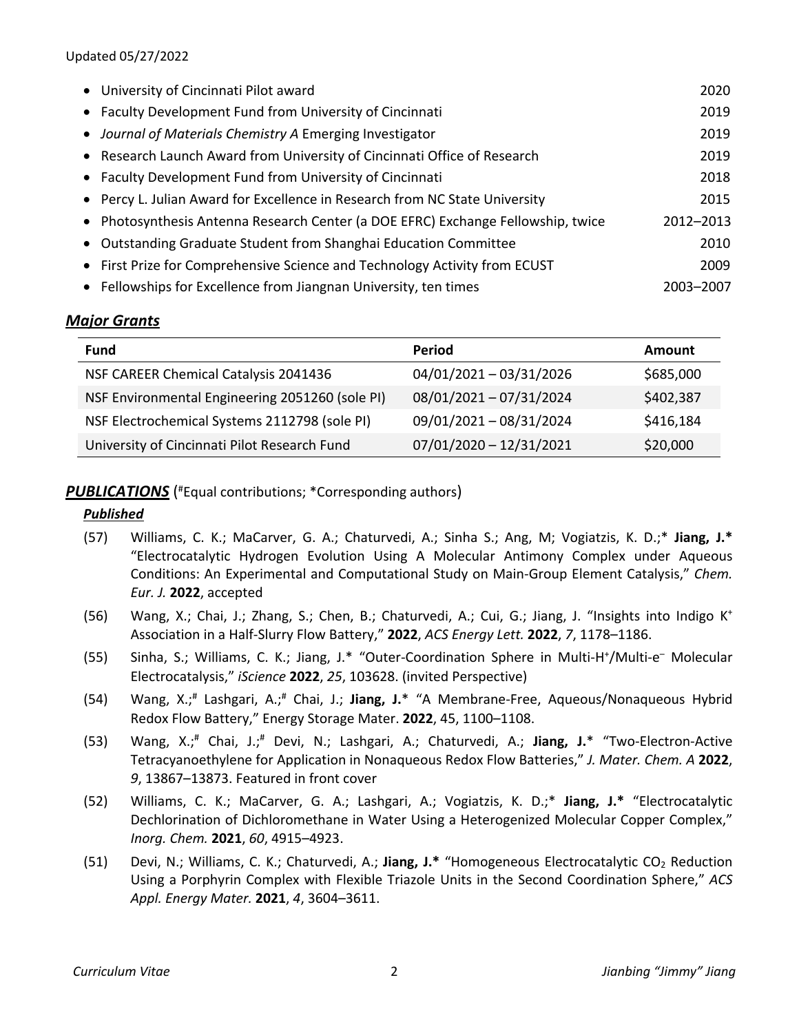- University of Cincinnati Pilot award 2020
- Faculty Development Fund from University of Cincinnati 2019
- *Journal of Materials Chemistry A* Emerging Investigator 2019
- Research Launch Award from University of Cincinnati Office of Research 2019
- Faculty Development Fund from University of Cincinnati 2018
- Percy L. Julian Award for Excellence in Research from NC State University 2015
- Photosynthesis Antenna Research Center (a DOE EFRC) Exchange Fellowship, twice 2012–2013
- Outstanding Graduate Student from Shanghai Education Committee 2010
- First Prize for Comprehensive Science and Technology Activity from ECUST 2009
- Fellowships for Excellence from Jiangnan University, ten times 2003–2007

## *Major Grants*

| Fund | Period | Amount |
|---|---|---|
| NSF CAREER Chemical Catalysis 2041436 | 04/01/2021 – 03/31/2026 | $685,000 |
| NSF Environmental Engineering 2051260 (sole PI) | 08/01/2021 – 07/31/2024 | $402,387 |
| NSF Electrochemical Systems 2112798 (sole PI) | 09/01/2021 – 08/31/2024 | $416,184 |
| University of Cincinnati Pilot Research Fund | 07/01/2020 – 12/31/2021 | $20,000 |

## ***PUBLICATIONS*** (#Equal contributions; *Corresponding authors)

### *Published*

(57) Williams, C. K.; MaCarver, G. A.; Chaturvedi, A.; Sinha S.; Ang, M; Vogiatzis, K. D.;* **Jiang, J.*** "Electrocatalytic Hydrogen Evolution Using A Molecular Antimony Complex under Aqueous Conditions: An Experimental and Computational Study on Main-Group Element Catalysis," *Chem. Eur. J.* **2022**, accepted

(56) Wang, X.; Chai, J.; Zhang, S.; Chen, B.; Chaturvedi, A.; Cui, G.; Jiang, J. "Insights into Indigo $K^+$ Association in a Half-Slurry Flow Battery," **2022**, *ACS Energy Lett.* **2022**, *7*, 1178–1186.

(55) Sinha, S.; Williams, C. K.; Jiang, J.* "Outer-Coordination Sphere in Multi-$H^+$/Multi-$e^-$ Molecular Electrocatalysis," *iScience* **2022**, *25*, 103628. (invited Perspective)

(54) Wang, X.;# Lashgari, A.;# Chai, J.; **Jiang, J.*** "A Membrane-Free, Aqueous/Nonaqueous Hybrid Redox Flow Battery," Energy Storage Mater. **2022**, 45, 1100–1108.

(53) Wang, X.;# Chai, J.;# Devi, N.; Lashgari, A.; Chaturvedi, A.; **Jiang, J.*** "Two-Electron-Active Tetracyanoethylene for Application in Nonaqueous Redox Flow Batteries," *J. Mater. Chem. A* **2022**, *9*, 13867–13873. Featured in front cover

(52) Williams, C. K.; MaCarver, G. A.; Lashgari, A.; Vogiatzis, K. D.;* **Jiang, J.*** "Electrocatalytic Dechlorination of Dichloromethane in Water Using a Heterogenized Molecular Copper Complex," *Inorg. Chem.* **2021**, *60*, 4915–4923.

(51) Devi, N.; Williams, C. K.; Chaturvedi, A.; **Jiang, J.*** "Homogeneous Electrocatalytic $CO_2$ Reduction Using a Porphyrin Complex with Flexible Triazole Units in the Second Coordination Sphere," *ACS Appl. Energy Mater.* **2021**, *4*, 3604–3611.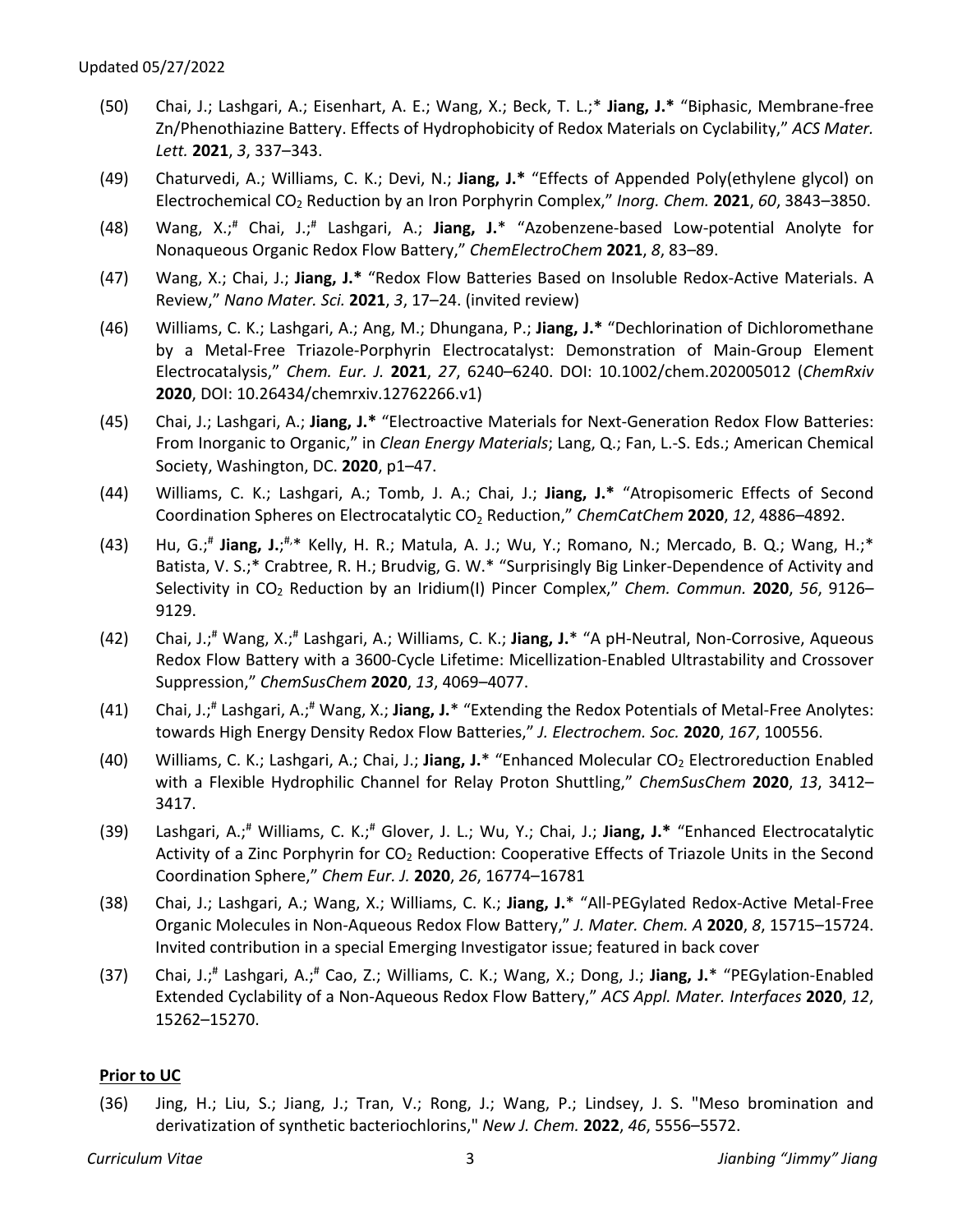(50) Chai, J.; Lashgari, A.; Eisenhart, A. E.; Wang, X.; Beck, T. L.;* **Jiang, J.*** "Biphasic, Membrane-free Zn/Phenothiazine Battery. Effects of Hydrophobicity of Redox Materials on Cyclability," *ACS Mater. Lett.* **2021**, *3*, 337–343.

(49) Chaturvedi, A.; Williams, C. K.; Devi, N.; **Jiang, J.*** "Effects of Appended Poly(ethylene glycol) on Electrochemical $CO_2$ Reduction by an Iron Porphyrin Complex," *Inorg. Chem.* **2021**, *60*, 3843–3850.

(48) Wang, X.;[#] Chai, J.;[#] Lashgari, A.; **Jiang, J.*** "Azobenzene-based Low-potential Anolyte for Nonaqueous Organic Redox Flow Battery," *ChemElectroChem* **2021**, *8*, 83–89.

(47) Wang, X.; Chai, J.; **Jiang, J.*** "Redox Flow Batteries Based on Insoluble Redox-Active Materials. A Review," *Nano Mater. Sci.* **2021**, *3*, 17–24. (invited review)

(46) Williams, C. K.; Lashgari, A.; Ang, M.; Dhungana, P.; **Jiang, J.*** "Dechlorination of Dichloromethane by a Metal-Free Triazole-Porphyrin Electrocatalyst: Demonstration of Main-Group Element Electrocatalysis," *Chem. Eur. J.* **2021**, *27*, 6240–6240. DOI: 10.1002/chem.202005012 (*ChemRxiv* **2020**, DOI: 10.26434/chemrxiv.12762266.v1)

(45) Chai, J.; Lashgari, A.; **Jiang, J.*** "Electroactive Materials for Next-Generation Redox Flow Batteries: From Inorganic to Organic," in *Clean Energy Materials*; Lang, Q.; Fan, L.-S. Eds.; American Chemical Society, Washington, DC. **2020**, p1–47.

(44) Williams, C. K.; Lashgari, A.; Tomb, J. A.; Chai, J.; **Jiang, J.*** "Atropisomeric Effects of Second Coordination Spheres on Electrocatalytic $CO_2$ Reduction," *ChemCatChem* **2020**, *12*, 4886–4892.

(43) Hu, G.;[#] **Jiang, J.**;[#,]* Kelly, H. R.; Matula, A. J.; Wu, Y.; Romano, N.; Mercado, B. Q.; Wang, H.;* Batista, V. S.;* Crabtree, R. H.; Brudvig, G. W.* "Surprisingly Big Linker-Dependence of Activity and Selectivity in $CO_2$ Reduction by an Iridium(I) Pincer Complex," *Chem. Commun.* **2020**, *56*, 9126–9129.

(42) Chai, J.;[#] Wang, X.;[#] Lashgari, A.; Williams, C. K.; **Jiang, J.*** "A pH-Neutral, Non-Corrosive, Aqueous Redox Flow Battery with a 3600-Cycle Lifetime: Micellization-Enabled Ultrastability and Crossover Suppression," *ChemSusChem* **2020**, *13*, 4069–4077.

(41) Chai, J.;[#] Lashgari, A.;[#] Wang, X.; **Jiang, J.*** "Extending the Redox Potentials of Metal-Free Anolytes: towards High Energy Density Redox Flow Batteries," *J. Electrochem. Soc.* **2020**, *167*, 100556.

(40) Williams, C. K.; Lashgari, A.; Chai, J.; **Jiang, J.*** "Enhanced Molecular $CO_2$ Electroreduction Enabled with a Flexible Hydrophilic Channel for Relay Proton Shuttling," *ChemSusChem* **2020**, *13*, 3412–3417.

(39) Lashgari, A.;[#] Williams, C. K.;[#] Glover, J. L.; Wu, Y.; Chai, J.; **Jiang, J.*** "Enhanced Electrocatalytic Activity of a Zinc Porphyrin for $CO_2$ Reduction: Cooperative Effects of Triazole Units in the Second Coordination Sphere," *Chem Eur. J.* **2020**, *26*, 16774–16781

(38) Chai, J.; Lashgari, A.; Wang, X.; Williams, C. K.; **Jiang, J.*** "All-PEGylated Redox-Active Metal-Free Organic Molecules in Non-Aqueous Redox Flow Battery," *J. Mater. Chem. A* **2020**, *8*, 15715–15724. Invited contribution in a special Emerging Investigator issue; featured in back cover

(37) Chai, J.;[#] Lashgari, A.;[#] Cao, Z.; Williams, C. K.; Wang, X.; Dong, J.; **Jiang, J.*** "PEGylation-Enabled Extended Cyclability of a Non-Aqueous Redox Flow Battery," *ACS Appl. Mater. Interfaces* **2020**, *12*, 15262–15270.

**Prior to UC**

(36) Jing, H.; Liu, S.; Jiang, J.; Tran, V.; Rong, J.; Wang, P.; Lindsey, J. S. "Meso bromination and derivatization of synthetic bacteriochlorins," *New J. Chem.* **2022**, *46*, 5556–5572.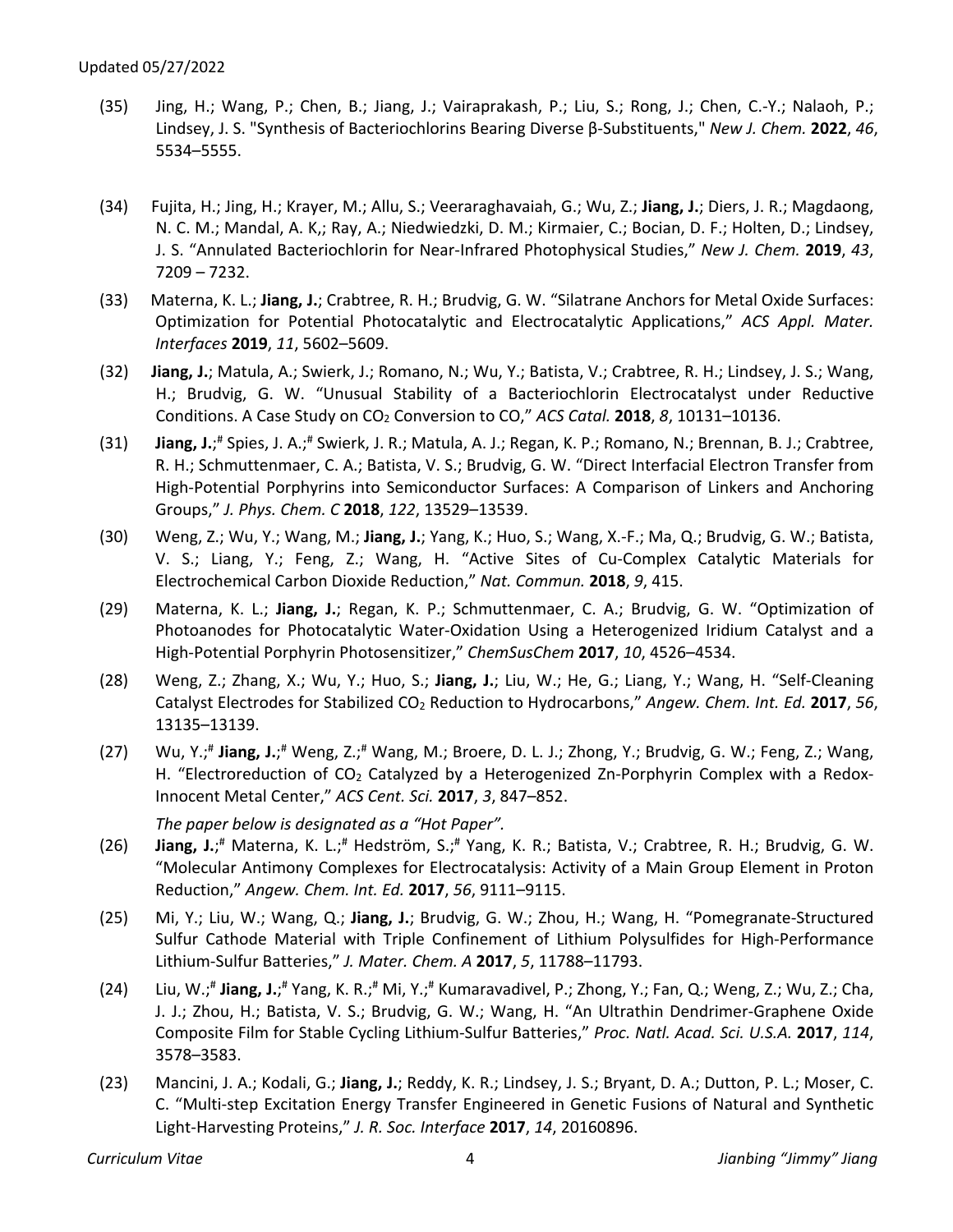(35) Jing, H.; Wang, P.; Chen, B.; Jiang, J.; Vairaprakash, P.; Liu, S.; Rong, J.; Chen, C.-Y.; Nalaoh, P.; Lindsey, J. S. "Synthesis of Bacteriochlorins Bearing Diverse β-Substituents," *New J. Chem.* **2022**, *46*, 5534–5555.

(34) Fujita, H.; Jing, H.; Krayer, M.; Allu, S.; Veeraraghavaiah, G.; Wu, Z.; **Jiang, J.**; Diers, J. R.; Magdaong, N. C. M.; Mandal, A. K,; Ray, A.; Niedwiedzki, D. M.; Kirmaier, C.; Bocian, D. F.; Holten, D.; Lindsey, J. S. "Annulated Bacteriochlorin for Near-Infrared Photophysical Studies," *New J. Chem.* **2019**, *43*, 7209 – 7232.

(33) Materna, K. L.; **Jiang, J.**; Crabtree, R. H.; Brudvig, G. W. "Silatrane Anchors for Metal Oxide Surfaces: Optimization for Potential Photocatalytic and Electrocatalytic Applications," *ACS Appl. Mater. Interfaces* **2019**, *11*, 5602–5609.

(32) **Jiang, J.**; Matula, A.; Swierk, J.; Romano, N.; Wu, Y.; Batista, V.; Crabtree, R. H.; Lindsey, J. S.; Wang, H.; Brudvig, G. W. "Unusual Stability of a Bacteriochlorin Electrocatalyst under Reductive Conditions. A Case Study on $CO_2$ Conversion to CO," *ACS Catal.* **2018**, *8*, 10131–10136.

(31) **Jiang, J.**;[#] Spies, J. A.;[#] Swierk, J. R.; Matula, A. J.; Regan, K. P.; Romano, N.; Brennan, B. J.; Crabtree, R. H.; Schmuttenmaer, C. A.; Batista, V. S.; Brudvig, G. W. "Direct Interfacial Electron Transfer from High-Potential Porphyrins into Semiconductor Surfaces: A Comparison of Linkers and Anchoring Groups," *J. Phys. Chem. C* **2018**, *122*, 13529–13539.

(30) Weng, Z.; Wu, Y.; Wang, M.; **Jiang, J.**; Yang, K.; Huo, S.; Wang, X.-F.; Ma, Q.; Brudvig, G. W.; Batista, V. S.; Liang, Y.; Feng, Z.; Wang, H. "Active Sites of Cu-Complex Catalytic Materials for Electrochemical Carbon Dioxide Reduction," *Nat. Commun.* **2018**, *9*, 415.

(29) Materna, K. L.; **Jiang, J.**; Regan, K. P.; Schmuttenmaer, C. A.; Brudvig, G. W. "Optimization of Photoanodes for Photocatalytic Water-Oxidation Using a Heterogenized Iridium Catalyst and a High-Potential Porphyrin Photosensitizer," *ChemSusChem* **2017**, *10*, 4526–4534.

(28) Weng, Z.; Zhang, X.; Wu, Y.; Huo, S.; **Jiang, J.**; Liu, W.; He, G.; Liang, Y.; Wang, H. "Self-Cleaning Catalyst Electrodes for Stabilized $CO_2$ Reduction to Hydrocarbons," *Angew. Chem. Int. Ed.* **2017**, *56*, 13135–13139.

(27) Wu, Y.;[#] **Jiang, J.**;[#] Weng, Z.;[#] Wang, M.; Broere, D. L. J.; Zhong, Y.; Brudvig, G. W.; Feng, Z.; Wang, H. "Electroreduction of $CO_2$ Catalyzed by a Heterogenized Zn-Porphyrin Complex with a Redox-Innocent Metal Center," *ACS Cent. Sci.* **2017**, *3*, 847–852.

*The paper below is designated as a "Hot Paper".*

(26) **Jiang, J.**;[#] Materna, K. L.;[#] Hedström, S.;[#] Yang, K. R.; Batista, V.; Crabtree, R. H.; Brudvig, G. W. "Molecular Antimony Complexes for Electrocatalysis: Activity of a Main Group Element in Proton Reduction," *Angew. Chem. Int. Ed.* **2017**, *56*, 9111–9115.

(25) Mi, Y.; Liu, W.; Wang, Q.; **Jiang, J.**; Brudvig, G. W.; Zhou, H.; Wang, H. "Pomegranate-Structured Sulfur Cathode Material with Triple Confinement of Lithium Polysulfides for High-Performance Lithium-Sulfur Batteries," *J. Mater. Chem. A* **2017**, *5*, 11788–11793.

(24) Liu, W.;[#] **Jiang, J.**;[#] Yang, K. R.;[#] Mi, Y.;[#] Kumaravadivel, P.; Zhong, Y.; Fan, Q.; Weng, Z.; Wu, Z.; Cha, J. J.; Zhou, H.; Batista, V. S.; Brudvig, G. W.; Wang, H. "An Ultrathin Dendrimer-Graphene Oxide Composite Film for Stable Cycling Lithium-Sulfur Batteries," *Proc. Natl. Acad. Sci. U.S.A.* **2017**, *114*, 3578–3583.

(23) Mancini, J. A.; Kodali, G.; **Jiang, J.**; Reddy, K. R.; Lindsey, J. S.; Bryant, D. A.; Dutton, P. L.; Moser, C. C. "Multi-step Excitation Energy Transfer Engineered in Genetic Fusions of Natural and Synthetic Light-Harvesting Proteins," *J. R. Soc. Interface* **2017**, *14*, 20160896.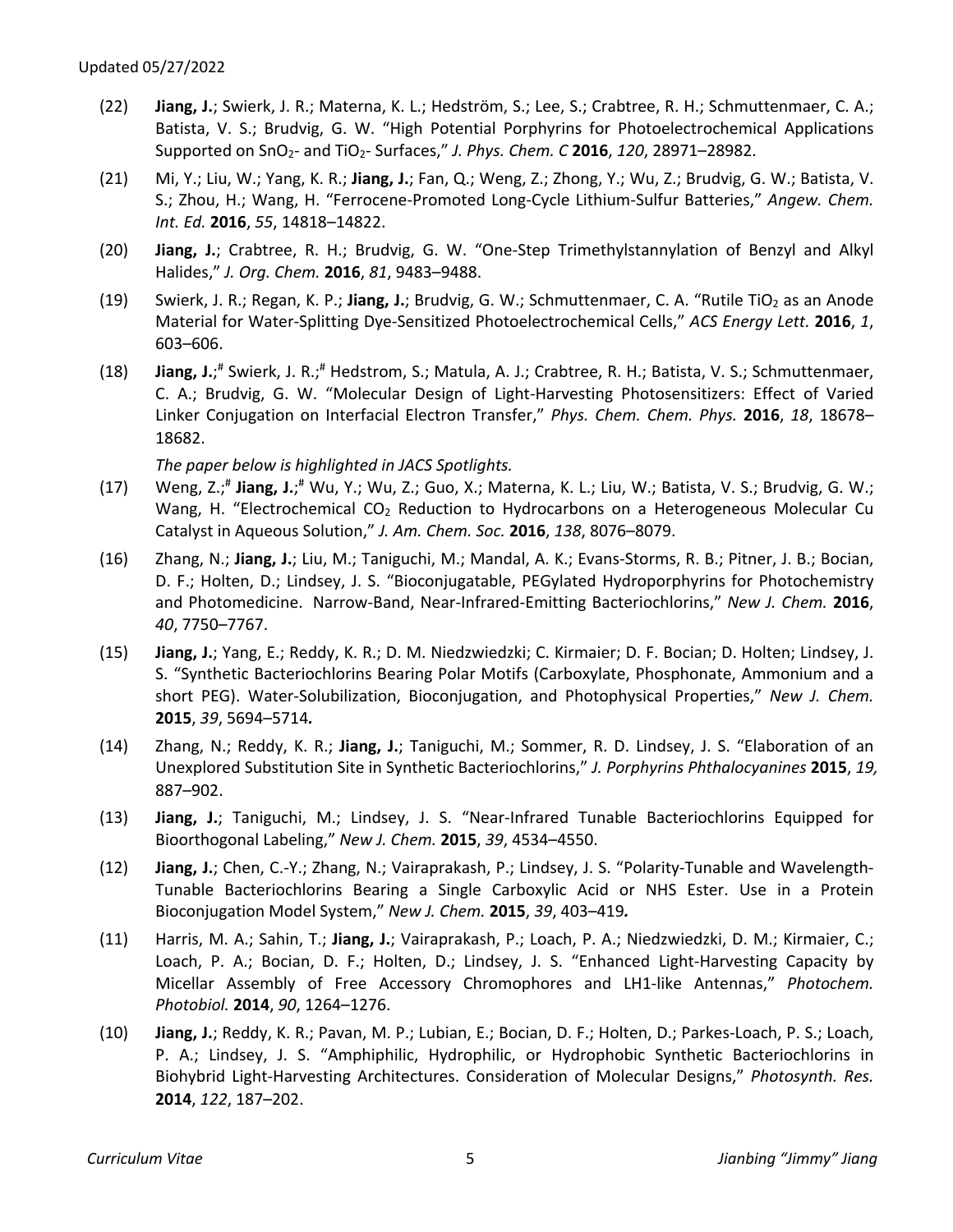(22) **Jiang, J.**; Swierk, J. R.; Materna, K. L.; Hedström, S.; Lee, S.; Crabtree, R. H.; Schmuttenmaer, C. A.; Batista, V. S.; Brudvig, G. W. "High Potential Porphyrins for Photoelectrochemical Applications Supported on $SnO_2$- and $TiO_2$- Surfaces," *J. Phys. Chem. C* **2016**, *120*, 28971–28982.

(21) Mi, Y.; Liu, W.; Yang, K. R.; **Jiang, J.**; Fan, Q.; Weng, Z.; Zhong, Y.; Wu, Z.; Brudvig, G. W.; Batista, V. S.; Zhou, H.; Wang, H. "Ferrocene-Promoted Long-Cycle Lithium-Sulfur Batteries," *Angew. Chem. Int. Ed.* **2016**, *55*, 14818–14822.

(20) **Jiang, J.**; Crabtree, R. H.; Brudvig, G. W. "One-Step Trimethylstannylation of Benzyl and Alkyl Halides," *J. Org. Chem.* **2016**, *81*, 9483–9488.

(19) Swierk, J. R.; Regan, K. P.; **Jiang, J.**; Brudvig, G. W.; Schmuttenmaer, C. A. "Rutile $TiO_2$ as an Anode Material for Water-Splitting Dye-Sensitized Photoelectrochemical Cells," *ACS Energy Lett.* **2016**, *1*, 603–606.

(18) **Jiang, J.**;[#] Swierk, J. R.;[#] Hedstrom, S.; Matula, A. J.; Crabtree, R. H.; Batista, V. S.; Schmuttenmaer, C. A.; Brudvig, G. W. "Molecular Design of Light-Harvesting Photosensitizers: Effect of Varied Linker Conjugation on Interfacial Electron Transfer," *Phys. Chem. Chem. Phys.* **2016**, *18*, 18678–18682.

*The paper below is highlighted in JACS Spotlights.*

(17) Weng, Z.;[#] **Jiang, J.**;[#] Wu, Y.; Wu, Z.; Guo, X.; Materna, K. L.; Liu, W.; Batista, V. S.; Brudvig, G. W.; Wang, H. "Electrochemical $CO_2$ Reduction to Hydrocarbons on a Heterogeneous Molecular Cu Catalyst in Aqueous Solution," *J. Am. Chem. Soc.* **2016**, *138*, 8076–8079.

(16) Zhang, N.; **Jiang, J.**; Liu, M.; Taniguchi, M.; Mandal, A. K.; Evans-Storms, R. B.; Pitner, J. B.; Bocian, D. F.; Holten, D.; Lindsey, J. S. "Bioconjugatable, PEGylated Hydroporphyrins for Photochemistry and Photomedicine. Narrow-Band, Near-Infrared-Emitting Bacteriochlorins," *New J. Chem.* **2016**, *40*, 7750–7767.

(15) **Jiang, J.**; Yang, E.; Reddy, K. R.; D. M. Niedzwiedzki; C. Kirmaier; D. F. Bocian; D. Holten; Lindsey, J. S. "Synthetic Bacteriochlorins Bearing Polar Motifs (Carboxylate, Phosphonate, Ammonium and a short PEG). Water-Solubilization, Bioconjugation, and Photophysical Properties," *New J. Chem.* **2015**, *39*, 5694–5714**.**

(14) Zhang, N.; Reddy, K. R.; **Jiang, J.**; Taniguchi, M.; Sommer, R. D. Lindsey, J. S. "Elaboration of an Unexplored Substitution Site in Synthetic Bacteriochlorins," *J. Porphyrins Phthalocyanines* **2015**, *19,* 887–902.

(13) **Jiang, J.**; Taniguchi, M.; Lindsey, J. S. "Near-Infrared Tunable Bacteriochlorins Equipped for Bioorthogonal Labeling," *New J. Chem.* **2015**, *39*, 4534–4550.

(12) **Jiang, J.**; Chen, C.-Y.; Zhang, N.; Vairaprakash, P.; Lindsey, J. S. "Polarity-Tunable and Wavelength-Tunable Bacteriochlorins Bearing a Single Carboxylic Acid or NHS Ester. Use in a Protein Bioconjugation Model System," *New J. Chem.* **2015**, *39*, 403–419**.**

(11) Harris, M. A.; Sahin, T.; **Jiang, J.**; Vairaprakash, P.; Loach, P. A.; Niedzwiedzki, D. M.; Kirmaier, C.; Loach, P. A.; Bocian, D. F.; Holten, D.; Lindsey, J. S. "Enhanced Light-Harvesting Capacity by Micellar Assembly of Free Accessory Chromophores and LH1-like Antennas," *Photochem. Photobiol.* **2014**, *90*, 1264–1276.

(10) **Jiang, J.**; Reddy, K. R.; Pavan, M. P.; Lubian, E.; Bocian, D. F.; Holten, D.; Parkes-Loach, P. S.; Loach, P. A.; Lindsey, J. S. "Amphiphilic, Hydrophilic, or Hydrophobic Synthetic Bacteriochlorins in Biohybrid Light-Harvesting Architectures. Consideration of Molecular Designs," *Photosynth. Res.* **2014**, *122*, 187–202.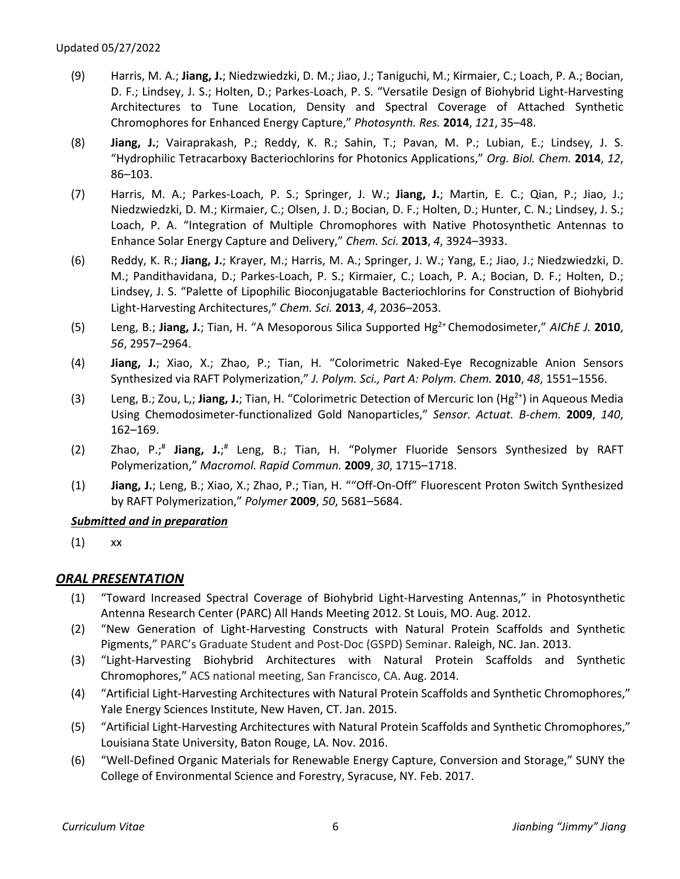(9) Harris, M. A.; **Jiang, J.**; Niedzwiedzki, D. M.; Jiao, J.; Taniguchi, M.; Kirmaier, C.; Loach, P. A.; Bocian, D. F.; Lindsey, J. S.; Holten, D.; Parkes-Loach, P. S. "Versatile Design of Biohybrid Light-Harvesting Architectures to Tune Location, Density and Spectral Coverage of Attached Synthetic Chromophores for Enhanced Energy Capture," *Photosynth. Res.* **2014**, *121*, 35–48.

(8) **Jiang, J.**; Vairaprakash, P.; Reddy, K. R.; Sahin, T.; Pavan, M. P.; Lubian, E.; Lindsey, J. S. "Hydrophilic Tetracarboxy Bacteriochlorins for Photonics Applications," *Org. Biol. Chem.* **2014**, *12*, 86–103.

(7) Harris, M. A.; Parkes-Loach, P. S.; Springer, J. W.; **Jiang, J.**; Martin, E. C.; Qian, P.; Jiao, J.; Niedzwiedzki, D. M.; Kirmaier, C.; Olsen, J. D.; Bocian, D. F.; Holten, D.; Hunter, C. N.; Lindsey, J. S.; Loach, P. A. "Integration of Multiple Chromophores with Native Photosynthetic Antennas to Enhance Solar Energy Capture and Delivery," *Chem. Sci.* **2013**, *4*, 3924–3933.

(6) Reddy, K. R.; **Jiang, J.**; Krayer, M.; Harris, M. A.; Springer, J. W.; Yang, E.; Jiao, J.; Niedzwiedzki, D. M.; Pandithavidana, D.; Parkes-Loach, P. S.; Kirmaier, C.; Loach, P. A.; Bocian, D. F.; Holten, D.; Lindsey, J. S. "Palette of Lipophilic Bioconjugatable Bacteriochlorins for Construction of Biohybrid Light-Harvesting Architectures," *Chem. Sci.* **2013**, *4*, 2036–2053.

(5) Leng, B.; **Jiang, J.**; Tian, H. "A Mesoporous Silica Supported $Hg^{2+}$ Chemodosimeter," *AIChE J.* **2010**, *56*, 2957–2964.

(4) **Jiang, J.**; Xiao, X.; Zhao, P.; Tian, H. "Colorimetric Naked-Eye Recognizable Anion Sensors Synthesized via RAFT Polymerization," *J. Polym. Sci., Part A: Polym. Chem.* **2010**, *48*, 1551–1556.

(3) Leng, B.; Zou, L,; **Jiang, J.**; Tian, H. "Colorimetric Detection of Mercuric Ion ($Hg^{2+}$) in Aqueous Media Using Chemodosimeter-functionalized Gold Nanoparticles," *Sensor. Actuat. B-chem.* **2009**, *140*, 162–169.

(2) Zhao, P.;[#] **Jiang, J.**;[#] Leng, B.; Tian, H. "Polymer Fluoride Sensors Synthesized by RAFT Polymerization," *Macromol. Rapid Commun.* **2009**, *30*, 1715–1718.

(1) **Jiang, J.**; Leng, B.; Xiao, X.; Zhao, P.; Tian, H. ""Off-On-Off" Fluorescent Proton Switch Synthesized by RAFT Polymerization," *Polymer* **2009**, *50*, 5681–5684.

***Submitted and in preparation***

(1) xx

## ***ORAL PRESENTATION***

(1) "Toward Increased Spectral Coverage of Biohybrid Light-Harvesting Antennas," in Photosynthetic Antenna Research Center (PARC) All Hands Meeting 2012. St Louis, MO. Aug. 2012.
(2) "New Generation of Light-Harvesting Constructs with Natural Protein Scaffolds and Synthetic Pigments," PARC's Graduate Student and Post-Doc (GSPD) Seminar. Raleigh, NC. Jan. 2013.
(3) "Light-Harvesting Biohybrid Architectures with Natural Protein Scaffolds and Synthetic Chromophores," ACS national meeting, San Francisco, CA. Aug. 2014.
(4) "Artificial Light-Harvesting Architectures with Natural Protein Scaffolds and Synthetic Chromophores," Yale Energy Sciences Institute, New Haven, CT. Jan. 2015.
(5) "Artificial Light-Harvesting Architectures with Natural Protein Scaffolds and Synthetic Chromophores," Louisiana State University, Baton Rouge, LA. Nov. 2016.
(6) "Well-Defined Organic Materials for Renewable Energy Capture, Conversion and Storage," SUNY the College of Environmental Science and Forestry, Syracuse, NY. Feb. 2017.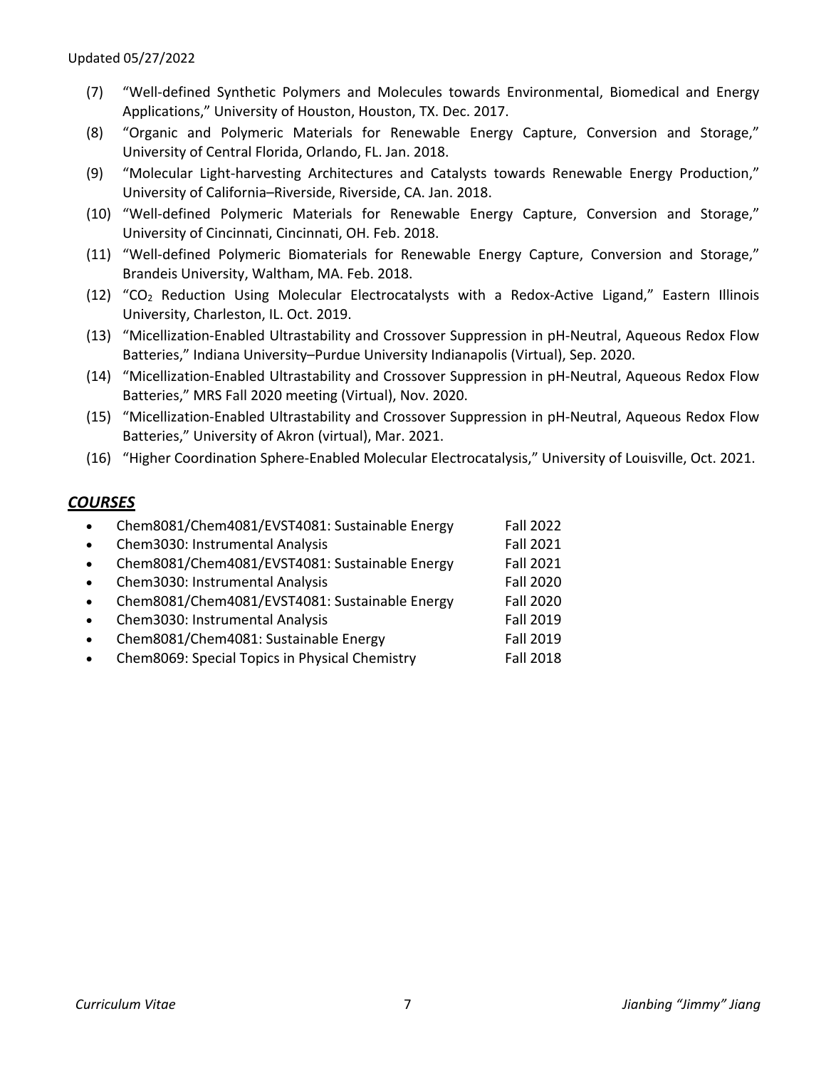(7) "Well-defined Synthetic Polymers and Molecules towards Environmental, Biomedical and Energy Applications," University of Houston, Houston, TX. Dec. 2017.

(8) "Organic and Polymeric Materials for Renewable Energy Capture, Conversion and Storage," University of Central Florida, Orlando, FL. Jan. 2018.

(9) "Molecular Light-harvesting Architectures and Catalysts towards Renewable Energy Production," University of California–Riverside, Riverside, CA. Jan. 2018.

(10) "Well-defined Polymeric Materials for Renewable Energy Capture, Conversion and Storage," University of Cincinnati, Cincinnati, OH. Feb. 2018.

(11) "Well-defined Polymeric Biomaterials for Renewable Energy Capture, Conversion and Storage," Brandeis University, Waltham, MA. Feb. 2018.

(12) "$CO_2$ Reduction Using Molecular Electrocatalysts with a Redox-Active Ligand," Eastern Illinois University, Charleston, IL. Oct. 2019.

(13) "Micellization-Enabled Ultrastability and Crossover Suppression in pH-Neutral, Aqueous Redox Flow Batteries," Indiana University–Purdue University Indianapolis (Virtual), Sep. 2020.

(14) "Micellization-Enabled Ultrastability and Crossover Suppression in pH-Neutral, Aqueous Redox Flow Batteries," MRS Fall 2020 meeting (Virtual), Nov. 2020.

(15) "Micellization-Enabled Ultrastability and Crossover Suppression in pH-Neutral, Aqueous Redox Flow Batteries," University of Akron (virtual), Mar. 2021.

(16) "Higher Coordination Sphere-Enabled Molecular Electrocatalysis," University of Louisville, Oct. 2021.

## ***COURSES***

- Chem8081/Chem4081/EVST4081: Sustainable Energy — Fall 2022
- Chem3030: Instrumental Analysis — Fall 2021
- Chem8081/Chem4081/EVST4081: Sustainable Energy — Fall 2021
- Chem3030: Instrumental Analysis — Fall 2020
- Chem8081/Chem4081/EVST4081: Sustainable Energy — Fall 2020
- Chem3030: Instrumental Analysis — Fall 2019
- Chem8081/Chem4081: Sustainable Energy — Fall 2019
- Chem8069: Special Topics in Physical Chemistry — Fall 2018